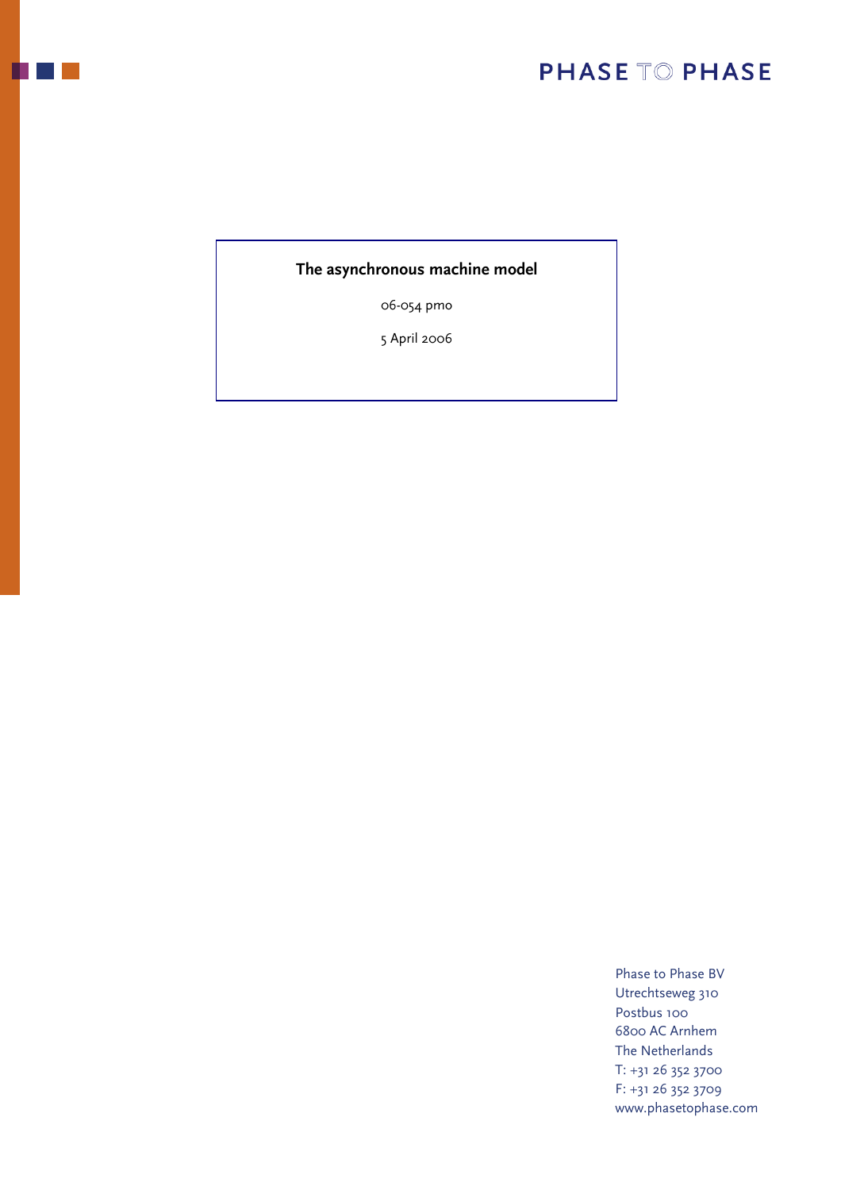PHASE TO PHASE

# The asynchronous machine model

06-054 pmo

5 April 2006

Phase to Phase BV
Utrechtseweg 310
Postbus 100
6800 AC Arnhem
The Netherlands
T: +31 26 352 3700
F: +31 26 352 3709
www.phasetophase.com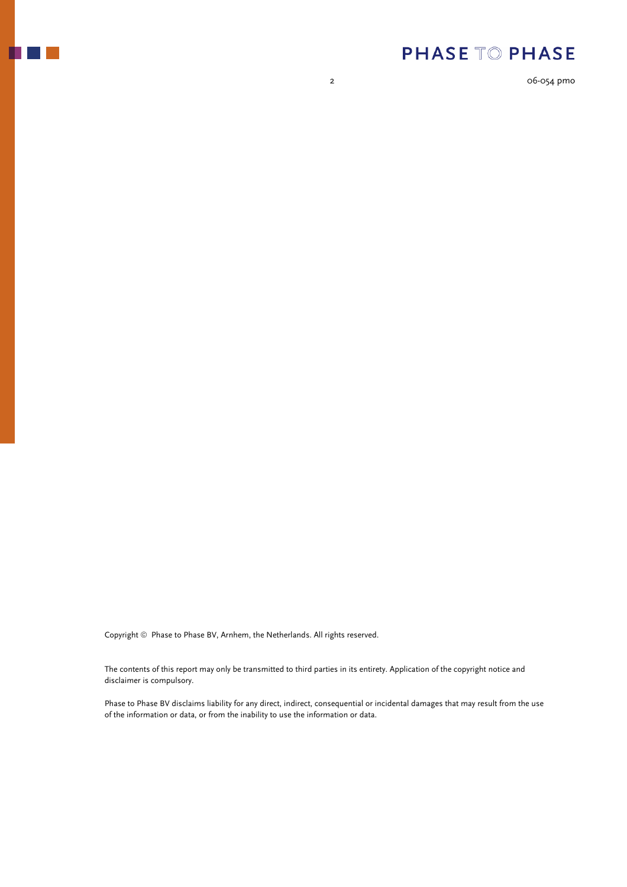Copyright © Phase to Phase BV, Arnhem, the Netherlands. All rights reserved.

The contents of this report may only be transmitted to third parties in its entirety. Application of the copyright notice and disclaimer is compulsory.

Phase to Phase BV disclaims liability for any direct, indirect, consequential or incidental damages that may result from the use of the information or data, or from the inability to use the information or data.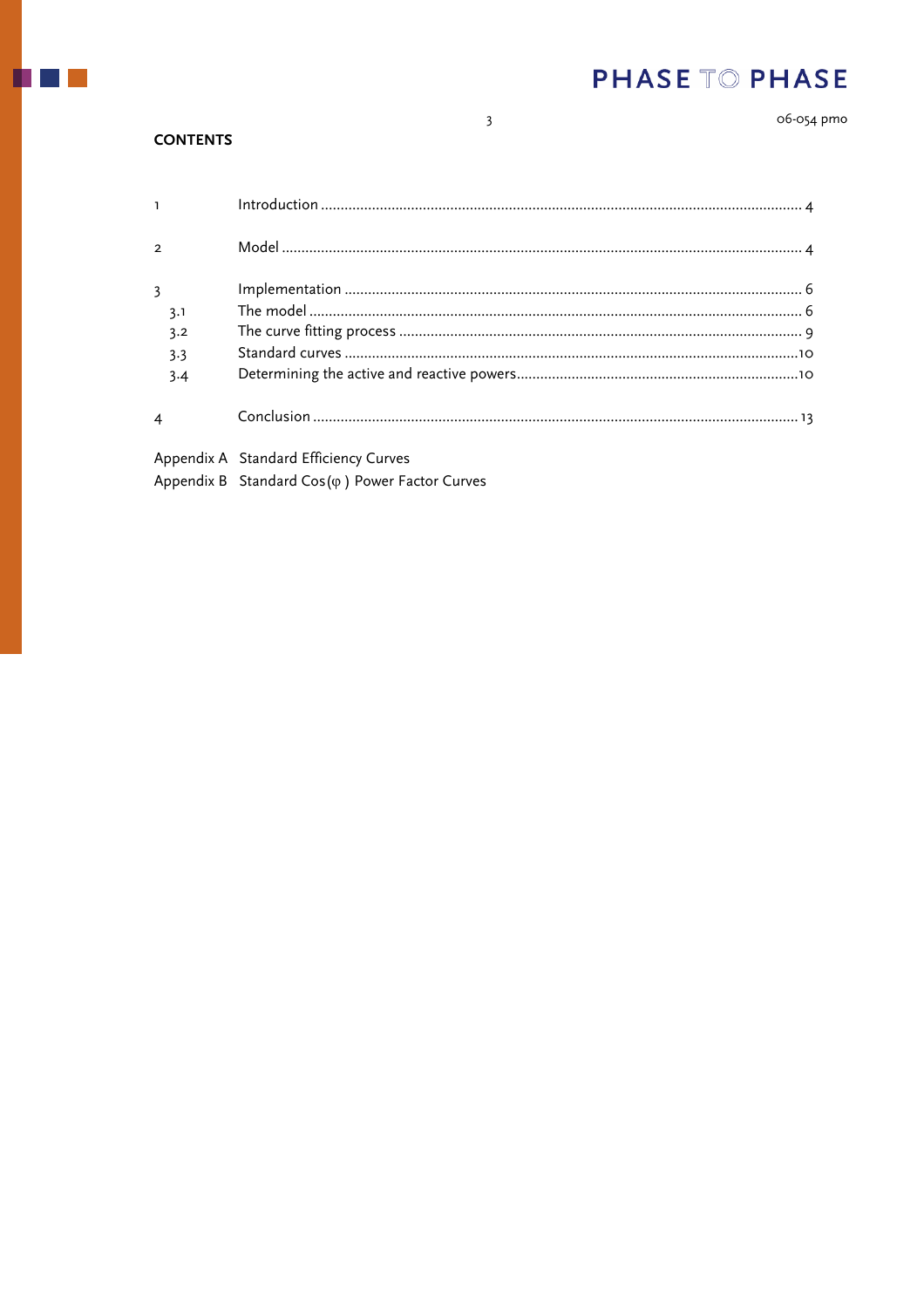## CONTENTS

| | | |
|---|---|---|
| 1 | Introduction | 4 |
| 2 | Model | 4 |
| 3 | Implementation | 6 |
| 3.1 | The model | 6 |
| 3.2 | The curve fitting process | 9 |
| 3.3 | Standard curves | 10 |
| 3.4 | Determining the active and reactive powers | 10 |
| 4 | Conclusion | 13 |

Appendix A Standard Efficiency Curves

Appendix B Standard Cos(φ) Power Factor Curves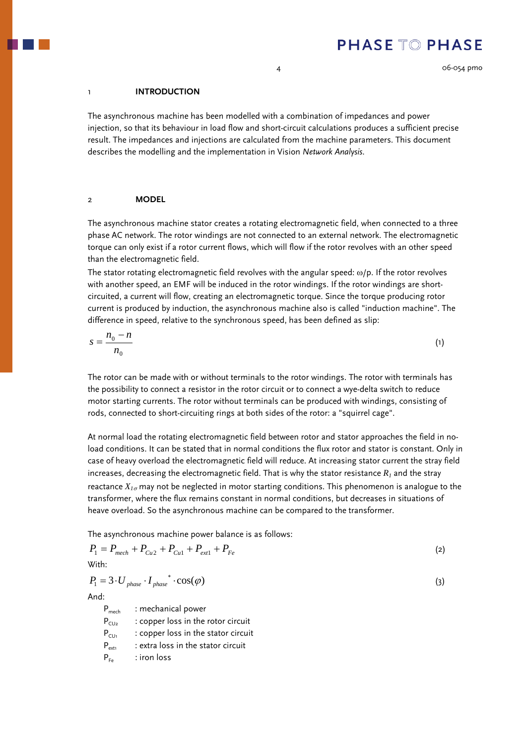# 1 INTRODUCTION

The asynchronous machine has been modelled with a combination of impedances and power injection, so that its behaviour in load flow and short-circuit calculations produces a sufficient precise result. The impedances and injections are calculated from the machine parameters. This document describes the modelling and the implementation in Vision *Network Analysis*.

# 2 MODEL

The asynchronous machine stator creates a rotating electromagnetic field, when connected to a three phase AC network. The rotor windings are not connected to an external network. The electromagnetic torque can only exist if a rotor current flows, which will flow if the rotor revolves with an other speed than the electromagnetic field.
The stator rotating electromagnetic field revolves with the angular speed: $\omega/p$. If the rotor revolves with another speed, an EMF will be induced in the rotor windings. If the rotor windings are short-circuited, a current will flow, creating an electromagnetic torque. Since the torque producing rotor current is produced by induction, the asynchronous machine also is called "induction machine". The difference in speed, relative to the synchronous speed, has been defined as slip:

$$s = \frac{n_0 - n}{n_0} \tag{1}$$

The rotor can be made with or without terminals to the rotor windings. The rotor with terminals has the possibility to connect a resistor in the rotor circuit or to connect a wye-delta switch to reduce motor starting currents. The rotor without terminals can be produced with windings, consisting of rods, connected to short-circuiting rings at both sides of the rotor: a "squirrel cage".

At normal load the rotating electromagnetic field between rotor and stator approaches the field in no-load conditions. It can be stated that in normal conditions the flux rotor and stator is constant. Only in case of heavy overload the electromagnetic field will reduce. At increasing stator current the stray field increases, decreasing the electromagnetic field. That is why the stator resistance $R_1$ and the stray reactance $X_{1\sigma}$ may not be neglected in motor starting conditions. This phenomenon is analogue to the transformer, where the flux remains constant in normal conditions, but decreases in situations of heave overload. So the asynchronous machine can be compared to the transformer.

The asynchronous machine power balance is as follows:

$$P_1 = P_{mech} + P_{Cu2} + P_{Cu1} + P_{ext1} + P_{Fe} \tag{2}$$

With:

$$P_1 = 3 \cdot U_{phase} \cdot I_{phase}^{*} \cdot \cos(\varphi) \tag{3}$$

And:

- $P_{mech}$ : mechanical power
- $P_{CU_2}$ : copper loss in the rotor circuit
- $P_{CU_1}$ : copper loss in the stator circuit
- $P_{ext1}$ : extra loss in the stator circuit
- $P_{Fe}$ : iron loss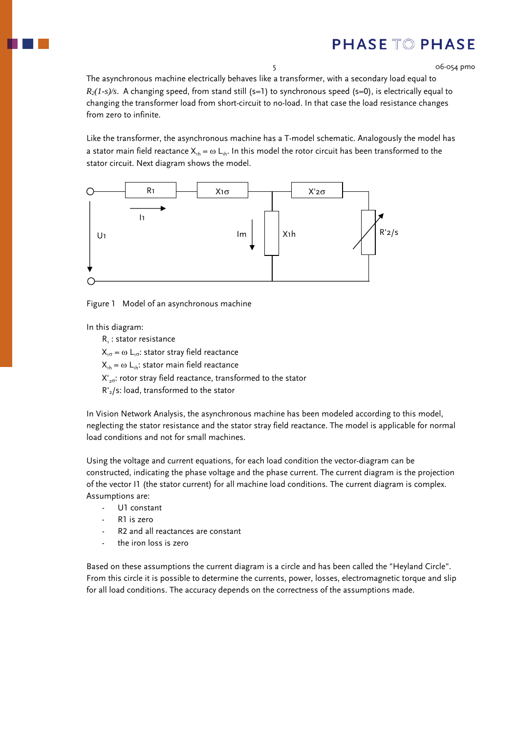The asynchronous machine electrically behaves like a transformer, with a secondary load equal to $R_2(1\text{-}s)/s$. A changing speed, from stand still (s=1) to synchronous speed (s=0), is electrically equal to changing the transformer load from short-circuit to no-load. In that case the load resistance changes from zero to infinite.

Like the transformer, the asynchronous machine has a T-model schematic. Analogously the model has a stator main field reactance $X_{1h} = \omega L_{1h}$. In this model the rotor circuit has been transformed to the stator circuit. Next diagram shows the model.

Figure 1 Model of an asynchronous machine

In this diagram:

- $R_1$ : stator resistance
- $X_{1\sigma} = \omega L_{1\sigma}$: stator stray field reactance
- $X_{1h} = \omega L_{1h}$: stator main field reactance
- $X'_{2\sigma}$: rotor stray field reactance, transformed to the stator
- $R'_2/s$: load, transformed to the stator

In Vision Network Analysis, the asynchronous machine has been modeled according to this model, neglecting the stator resistance and the stator stray field reactance. The model is applicable for normal load conditions and not for small machines.

Using the voltage and current equations, for each load condition the vector-diagram can be constructed, indicating the phase voltage and the phase current. The current diagram is the projection of the vector I1 (the stator current) for all machine load conditions. The current diagram is complex. Assumptions are:

- U1 constant
- R1 is zero
- R2 and all reactances are constant
- the iron loss is zero

Based on these assumptions the current diagram is a circle and has been called the "Heyland Circle". From this circle it is possible to determine the currents, power, losses, electromagnetic torque and slip for all load conditions. The accuracy depends on the correctness of the assumptions made.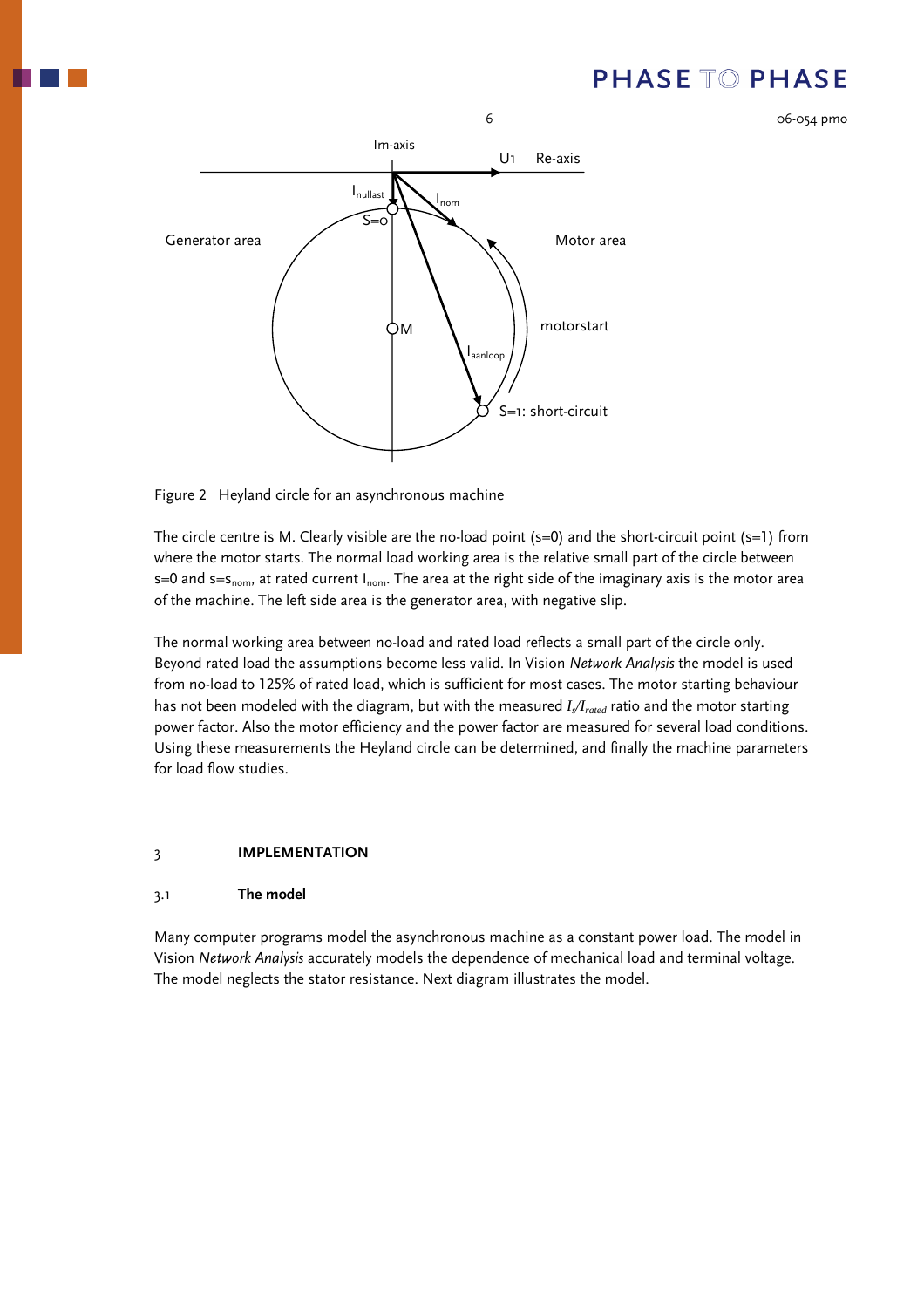Figure 2   Heyland circle for an asynchronous machine

The circle centre is M. Clearly visible are the no-load point (s=0) and the short-circuit point (s=1) from where the motor starts. The normal load working area is the relative small part of the circle between s=0 and $s=s_{nom}$, at rated current $I_{nom}$. The area at the right side of the imaginary axis is the motor area of the machine. The left side area is the generator area, with negative slip.

The normal working area between no-load and rated load reflects a small part of the circle only. Beyond rated load the assumptions become less valid. In Vision *Network Analysis* the model is used from no-load to 125% of rated load, which is sufficient for most cases. The motor starting behaviour has not been modeled with the diagram, but with the measured $I_s/I_{rated}$ ratio and the motor starting power factor. Also the motor efficiency and the power factor are measured for several load conditions. Using these measurements the Heyland circle can be determined, and finally the machine parameters for load flow studies.

## 3 IMPLEMENTATION

### 3.1 The model

Many computer programs model the asynchronous machine as a constant power load. The model in Vision *Network Analysis* accurately models the dependence of mechanical load and terminal voltage. The model neglects the stator resistance. Next diagram illustrates the model.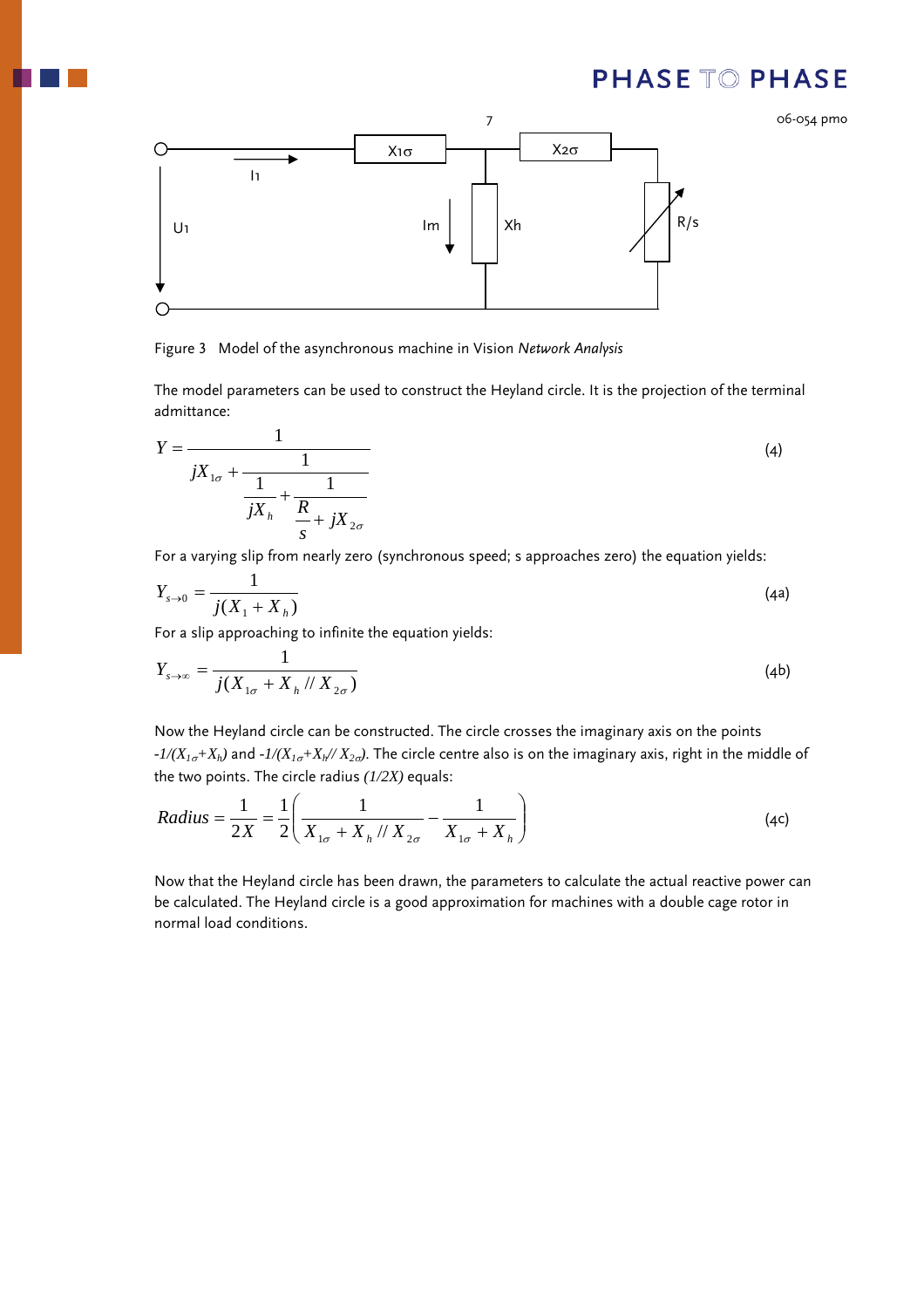Figure 3 Model of the asynchronous machine in Vision *Network Analysis*

The model parameters can be used to construct the Heyland circle. It is the projection of the terminal admittance:

$$Y = \frac{1}{jX_{1\sigma} + \dfrac{1}{\dfrac{1}{jX_h} + \dfrac{1}{\dfrac{R}{s} + jX_{2\sigma}}}} \tag{4}$$

For a varying slip from nearly zero (synchronous speed; s approaches zero) the equation yields:

$$Y_{s \to 0} = \frac{1}{j(X_1 + X_h)} \tag{4a}$$

For a slip approaching to infinite the equation yields:

$$Y_{s \to \infty} = \frac{1}{j(X_{1\sigma} + X_h // X_{2\sigma})} \tag{4b}$$

Now the Heyland circle can be constructed. The circle crosses the imaginary axis on the points $-1/(X_{1\sigma}+X_h)$ and $-1/(X_{1\sigma}+X_h// X_{2\sigma})$. The circle centre also is on the imaginary axis, right in the middle of the two points. The circle radius $(1/2X)$ equals:

$$Radius = \frac{1}{2X} = \frac{1}{2}\left(\frac{1}{X_{1\sigma} + X_h // X_{2\sigma}} - \frac{1}{X_{1\sigma} + X_h}\right) \tag{4c}$$

Now that the Heyland circle has been drawn, the parameters to calculate the actual reactive power can be calculated. The Heyland circle is a good approximation for machines with a double cage rotor in normal load conditions.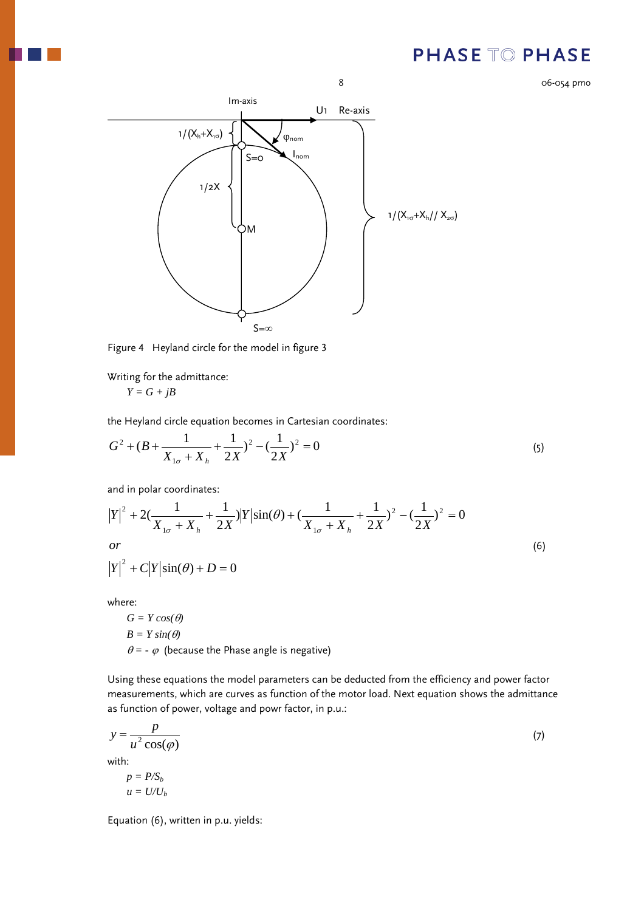Figure 4 Heyland circle for the model in figure 3

Writing for the admittance:

$Y = G + jB$

the Heyland circle equation becomes in Cartesian coordinates:

$$G^2 + (B + \frac{1}{X_{1\sigma} + X_h} + \frac{1}{2X})^2 - (\frac{1}{2X})^2 = 0 \tag{5}$$

and in polar coordinates:

$$|Y|^2 + 2(\frac{1}{X_{1\sigma} + X_h} + \frac{1}{2X})|Y|\sin(\theta) + (\frac{1}{X_{1\sigma} + X_h} + \frac{1}{2X})^2 - (\frac{1}{2X})^2 = 0$$

*or* (6)

$$|Y|^2 + C|Y|\sin(\theta) + D = 0$$

where:

$G = Y\cos(\theta)$
$B = Y\sin(\theta)$
$\theta = -\varphi$ (because the Phase angle is negative)

Using these equations the model parameters can be deducted from the efficiency and power factor measurements, which are curves as function of the motor load. Next equation shows the admittance as function of power, voltage and powr factor, in p.u.:

$$y = \frac{p}{u^2\cos(\varphi)} \tag{7}$$

with:

$p = P/S_b$
$u = U/U_b$

Equation (6), written in p.u. yields: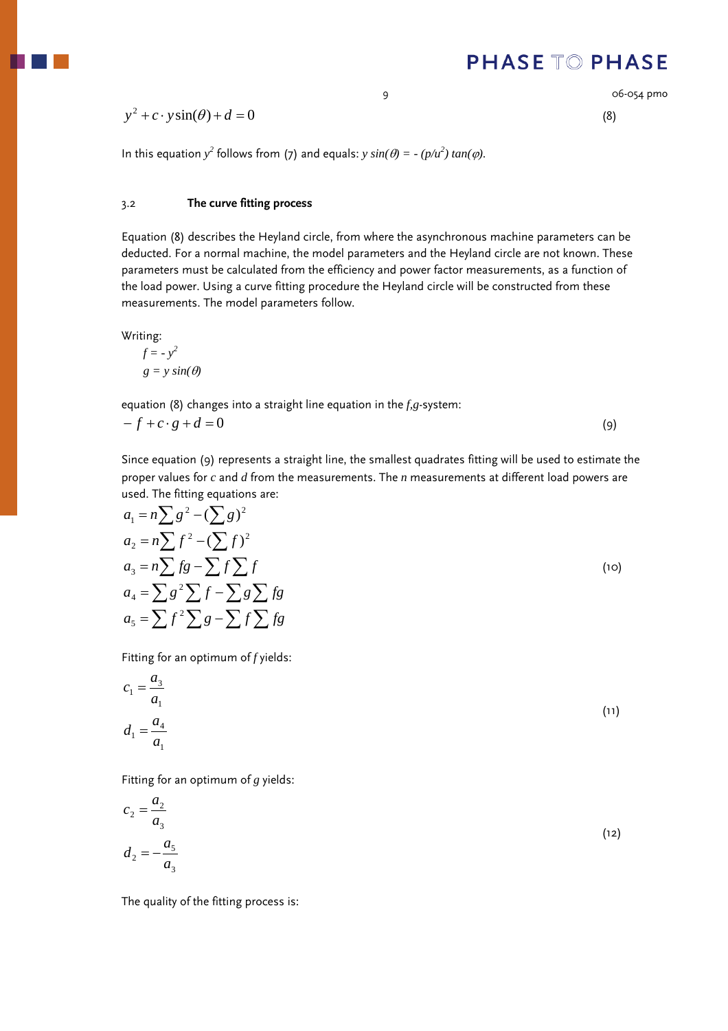$$y^2 + c \cdot y\sin(\theta) + d = 0 \tag{8}$$

In this equation $y^2$ follows from (7) and equals: $y\,sin(\theta) = -(p/u^2)\,tan(\varphi)$.

### 3.2 The curve fitting process

Equation (8) describes the Heyland circle, from where the asynchronous machine parameters can be deducted. For a normal machine, the model parameters and the Heyland circle are not known. These parameters must be calculated from the efficiency and power factor measurements, as a function of the load power. Using a curve fitting procedure the Heyland circle will be constructed from these measurements. The model parameters follow.

Writing:

$f = -y^2$

$g = y\,sin(\theta)$

equation (8) changes into a straight line equation in the $f$,$g$-system:

$$-f + c \cdot g + d = 0 \tag{9}$$

Since equation (9) represents a straight line, the smallest quadrates fitting will be used to estimate the proper values for $c$ and $d$ from the measurements. The $n$ measurements at different load powers are used. The fitting equations are:

$$\begin{aligned}
a_1 &= n\sum g^2 - (\sum g)^2 \\
a_2 &= n\sum f^2 - (\sum f)^2 \\
a_3 &= n\sum fg - \sum f \sum f \\
a_4 &= \sum g^2 \sum f - \sum g \sum fg \\
a_5 &= \sum f^2 \sum g - \sum f \sum fg
\end{aligned} \tag{10}$$

Fitting for an optimum of $f$ yields:

$$\begin{aligned}
c_1 &= \frac{a_3}{a_1} \\
d_1 &= \frac{a_4}{a_1}
\end{aligned} \tag{11}$$

Fitting for an optimum of $g$ yields:

$$\begin{aligned}
c_2 &= \frac{a_2}{a_3} \\
d_2 &= -\frac{a_5}{a_3}
\end{aligned} \tag{12}$$

The quality of the fitting process is: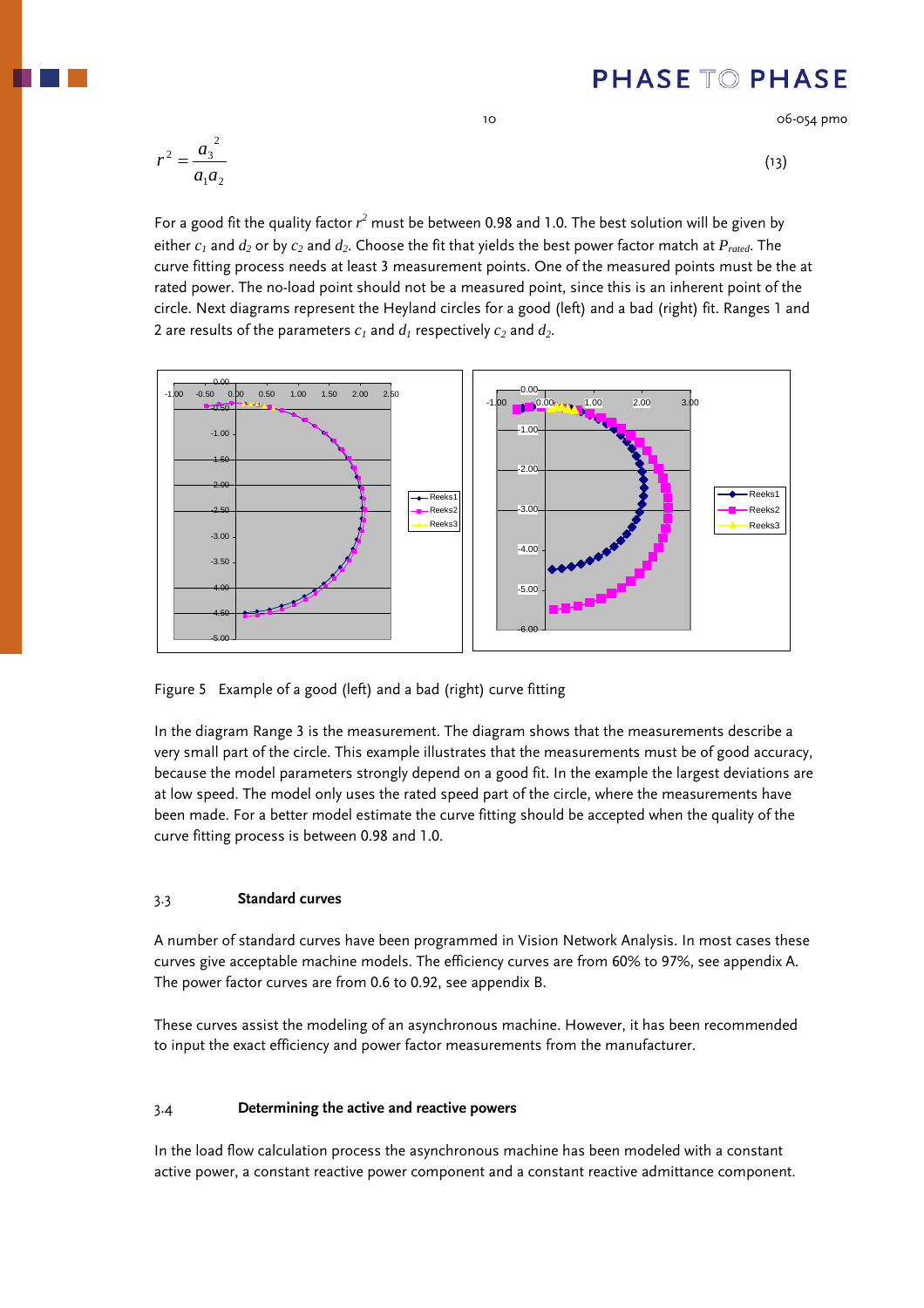$$r^2 = \frac{a_3^{\,2}}{a_1 a_2} \tag{13}$$

For a good fit the quality factor $r^2$ must be between 0.98 and 1.0. The best solution will be given by either $c_1$ and $d_2$ or by $c_2$ and $d_2$. Choose the fit that yields the best power factor match at $P_{rated}$. The curve fitting process needs at least 3 measurement points. One of the measured points must be the at rated power. The no-load point should not be a measured point, since this is an inherent point of the circle. Next diagrams represent the Heyland circles for a good (left) and a bad (right) fit. Ranges 1 and 2 are results of the parameters $c_1$ and $d_1$ respectively $c_2$ and $d_2$.

Figure 5 Example of a good (left) and a bad (right) curve fitting

In the diagram Range 3 is the measurement. The diagram shows that the measurements describe a very small part of the circle. This example illustrates that the measurements must be of good accuracy, because the model parameters strongly depend on a good fit. In the example the largest deviations are at low speed. The model only uses the rated speed part of the circle, where the measurements have been made. For a better model estimate the curve fitting should be accepted when the quality of the curve fitting process is between 0.98 and 1.0.

## 3.3 Standard curves

A number of standard curves have been programmed in Vision Network Analysis. In most cases these curves give acceptable machine models. The efficiency curves are from 60% to 97%, see appendix A. The power factor curves are from 0.6 to 0.92, see appendix B.

These curves assist the modeling of an asynchronous machine. However, it has been recommended to input the exact efficiency and power factor measurements from the manufacturer.

## 3.4 Determining the active and reactive powers

In the load flow calculation process the asynchronous machine has been modeled with a constant active power, a constant reactive power component and a constant reactive admittance component.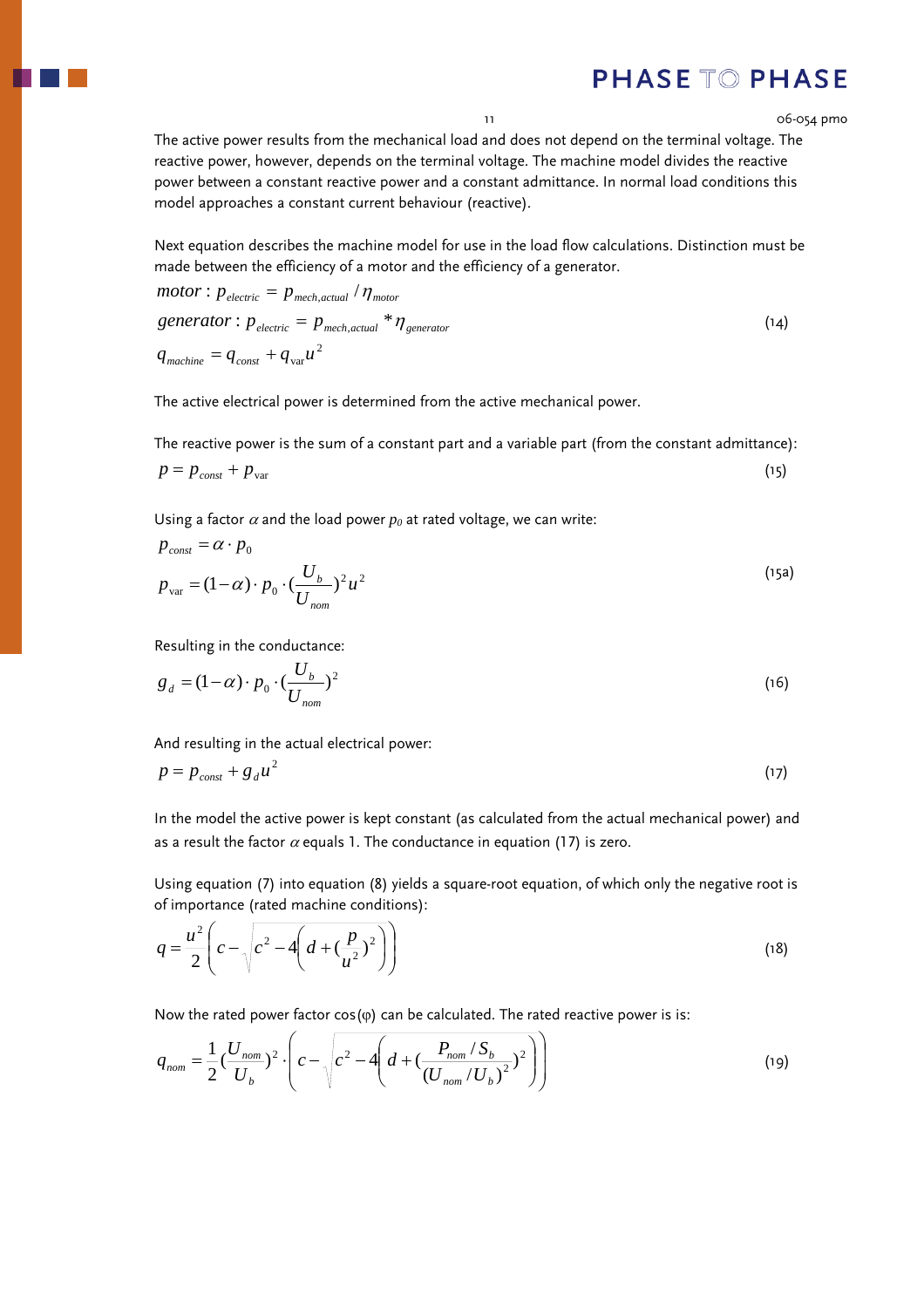The active power results from the mechanical load and does not depend on the terminal voltage. The reactive power, however, depends on the terminal voltage. The machine model divides the reactive power between a constant reactive power and a constant admittance. In normal load conditions this model approaches a constant current behaviour (reactive).

Next equation describes the machine model for use in the load flow calculations. Distinction must be made between the efficiency of a motor and the efficiency of a generator.

$$
\begin{aligned}
&motor: p_{electric} = p_{mech,actual} / \eta_{motor} \\
&generator: p_{electric} = p_{mech,actual} * \eta_{generator} \\
&q_{machine} = q_{const} + q_{var} u^2
\end{aligned}
\tag{14}
$$

The active electrical power is determined from the active mechanical power.

The reactive power is the sum of a constant part and a variable part (from the constant admittance):

$$
p = p_{const} + p_{var} \tag{15}
$$

Using a factor $\alpha$ and the load power $p_0$ at rated voltage, we can write:

$$
\begin{aligned}
&p_{const} = \alpha \cdot p_0 \\
&p_{var} = (1-\alpha) \cdot p_0 \cdot \left(\frac{U_b}{U_{nom}}\right)^2 u^2
\end{aligned}
\tag{15a}
$$

Resulting in the conductance:

$$
g_d = (1-\alpha) \cdot p_0 \cdot \left(\frac{U_b}{U_{nom}}\right)^2 \tag{16}
$$

And resulting in the actual electrical power:

$$
p = p_{const} + g_d u^2 \tag{17}
$$

In the model the active power is kept constant (as calculated from the actual mechanical power) and as a result the factor $\alpha$ equals 1. The conductance in equation (17) is zero.

Using equation (7) into equation (8) yields a square-root equation, of which only the negative root is of importance (rated machine conditions):

$$
q = \frac{u^2}{2}\left( c - \sqrt{c^2 - 4\left( d + \left(\frac{p}{u^2}\right)^2 \right)} \right) \tag{18}
$$

Now the rated power factor cos(φ) can be calculated. The rated reactive power is is:

$$
q_{nom} = \frac{1}{2}\left(\frac{U_{nom}}{U_b}\right)^2 \cdot \left( c - \sqrt{c^2 - 4\left( d + \left(\frac{P_{nom}/S_b}{(U_{nom}/U_b)^2}\right)^2 \right)} \right) \tag{19}
$$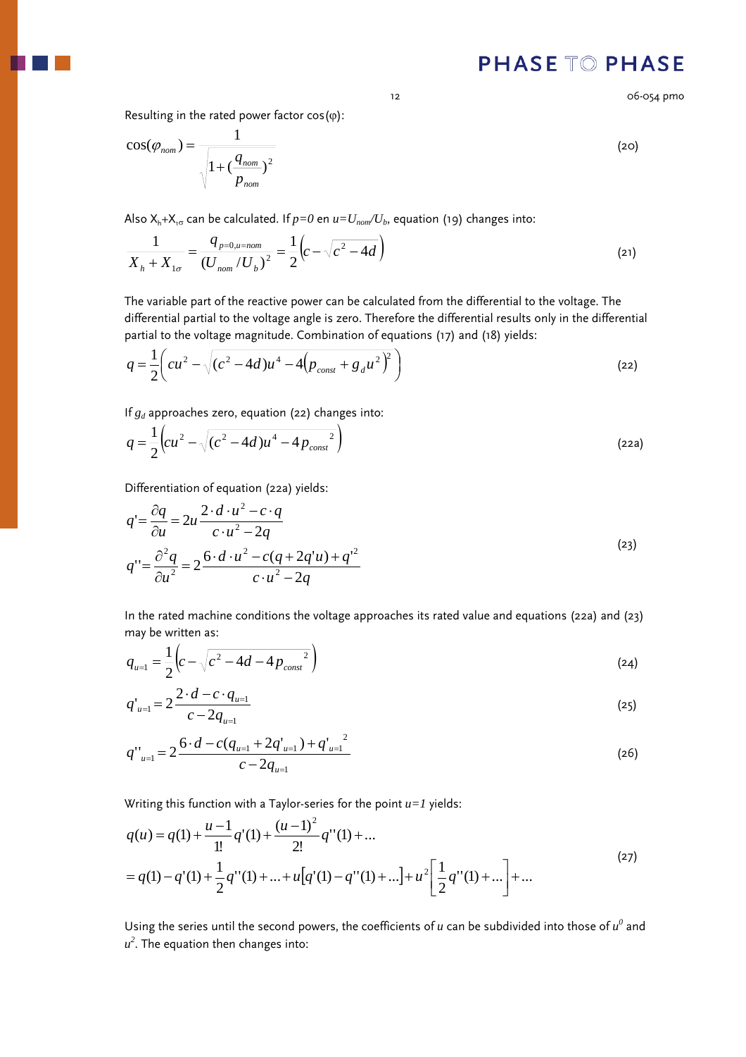Resulting in the rated power factor cos(φ):

$$\cos(\varphi_{nom}) = \frac{1}{\sqrt{1+(\frac{q_{nom}}{p_{nom}})^2}} \tag{20}$$

Also $X_h+X_{1\sigma}$ can be calculated. If $p=0$ en $u=U_{nom}/U_b$, equation (19) changes into:

$$\frac{1}{X_h + X_{1\sigma}} = \frac{q_{p=0,u=nom}}{(U_{nom}/U_b)^2} = \frac{1}{2}\left(c - \sqrt{c^2 - 4d}\right) \tag{21}$$

The variable part of the reactive power can be calculated from the differential to the voltage. The differential partial to the voltage angle is zero. Therefore the differential results only in the differential partial to the voltage magnitude. Combination of equations (17) and (18) yields:

$$q = \frac{1}{2}\left(cu^2 - \sqrt{(c^2-4d)u^4 - 4\left(p_{const} + g_d u^2\right)^2}\right) \tag{22}$$

If $g_d$ approaches zero, equation (22) changes into:

$$q = \frac{1}{2}\left(cu^2 - \sqrt{(c^2-4d)u^4 - 4{p_{const}}^2}\right) \tag{22a}$$

Differentiation of equation (22a) yields:

$$q' = \frac{\partial q}{\partial u} = 2u\frac{2\cdot d\cdot u^2 - c\cdot q}{c\cdot u^2 - 2q}$$
$$q'' = \frac{\partial^2 q}{\partial u^2} = 2\frac{6\cdot d\cdot u^2 - c(q+2q'u) + q'^2}{c\cdot u^2 - 2q} \tag{23}$$

In the rated machine conditions the voltage approaches its rated value and equations (22a) and (23) may be written as:

$$q_{u=1} = \frac{1}{2}\left(c - \sqrt{c^2 - 4d - 4{p_{const}}^2}\right) \tag{24}$$

$$q'_{u=1} = 2\frac{2\cdot d - c\cdot q_{u=1}}{c - 2q_{u=1}} \tag{25}$$

$$q''_{u=1} = 2\frac{6\cdot d - c(q_{u=1} + 2q'_{u=1}) + {q'_{u=1}}^2}{c - 2q_{u=1}} \tag{26}$$

Writing this function with a Taylor-series for the point $u=1$ yields:

$$q(u) = q(1) + \frac{u-1}{1!}q'(1) + \frac{(u-1)^2}{2!}q''(1) + \ldots$$
$$= q(1) - q'(1) + \frac{1}{2}q''(1) + \ldots + u\left[q'(1) - q''(1) + \ldots\right] + u^2\left[\frac{1}{2}q''(1) + \ldots\right] + \ldots \tag{27}$$

Using the series until the second powers, the coefficients of $u$ can be subdivided into those of $u^0$ and $u^2$. The equation then changes into: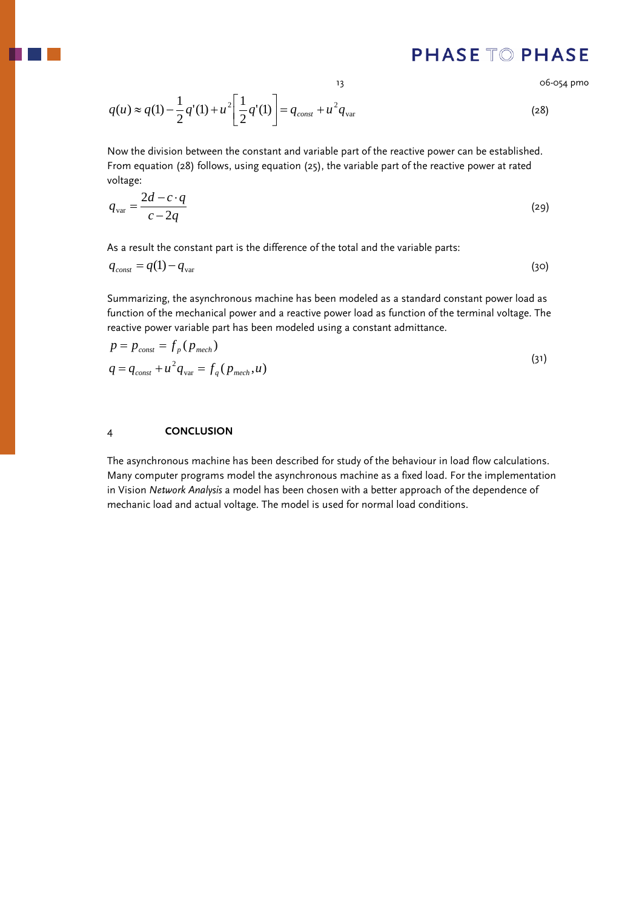$$q(u) \approx q(1) - \frac{1}{2}q'(1) + u^2\left[\frac{1}{2}q'(1)\right] = q_{const} + u^2 q_{\text{var}} \tag{28}$$

Now the division between the constant and variable part of the reactive power can be established. From equation (28) follows, using equation (25), the variable part of the reactive power at rated voltage:

$$q_{\text{var}} = \frac{2d - c \cdot q}{c - 2q} \tag{29}$$

As a result the constant part is the difference of the total and the variable parts:

$$q_{const} = q(1) - q_{\text{var}} \tag{30}$$

Summarizing, the asynchronous machine has been modeled as a standard constant power load as function of the mechanical power and a reactive power load as function of the terminal voltage. The reactive power variable part has been modeled using a constant admittance.

$$\begin{aligned} p &= p_{const} = f_p(p_{mech}) \\ q &= q_{const} + u^2 q_{\text{var}} = f_q(p_{mech}, u) \end{aligned} \tag{31}$$

## 4 CONCLUSION

The asynchronous machine has been described for study of the behaviour in load flow calculations. Many computer programs model the asynchronous machine as a fixed load. For the implementation in Vision *Network Analysis* a model has been chosen with a better approach of the dependence of mechanic load and actual voltage. The model is used for normal load conditions.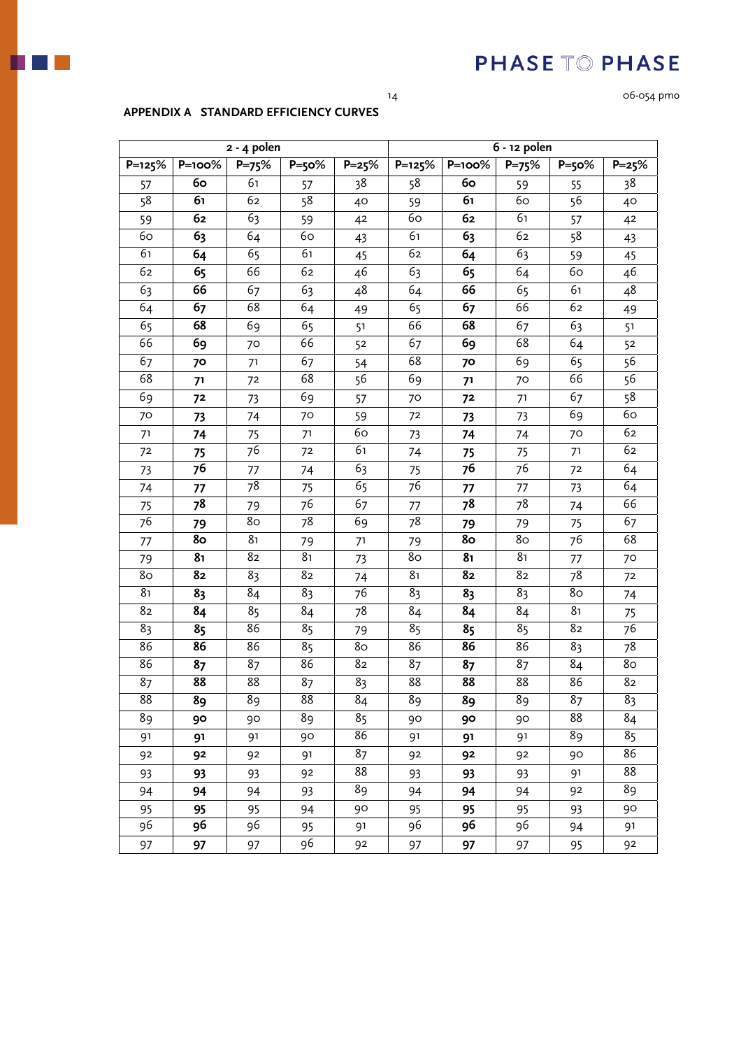**APPENDIX A STANDARD EFFICIENCY CURVES**

| 2 - 4 polen | | | | | 6 - 12 polen | | | | |
|---|---|---|---|---|---|---|---|---|---|
| P=125% | P=100% | P=75% | P=50% | P=25% | P=125% | P=100% | P=75% | P=50% | P=25% |
| 57 | **60** | 61 | 57 | 38 | 58 | **60** | 59 | 55 | 38 |
| 58 | **61** | 62 | 58 | 40 | 59 | **61** | 60 | 56 | 40 |
| 59 | **62** | 63 | 59 | 42 | 60 | **62** | 61 | 57 | 42 |
| 60 | **63** | 64 | 60 | 43 | 61 | **63** | 62 | 58 | 43 |
| 61 | **64** | 65 | 61 | 45 | 62 | **64** | 63 | 59 | 45 |
| 62 | **65** | 66 | 62 | 46 | 63 | **65** | 64 | 60 | 46 |
| 63 | **66** | 67 | 63 | 48 | 64 | **66** | 65 | 61 | 48 |
| 64 | **67** | 68 | 64 | 49 | 65 | **67** | 66 | 62 | 49 |
| 65 | **68** | 69 | 65 | 51 | 66 | **68** | 67 | 63 | 51 |
| 66 | **69** | 70 | 66 | 52 | 67 | **69** | 68 | 64 | 52 |
| 67 | **70** | 71 | 67 | 54 | 68 | **70** | 69 | 65 | 56 |
| 68 | **71** | 72 | 68 | 56 | 69 | **71** | 70 | 66 | 56 |
| 69 | **72** | 73 | 69 | 57 | 70 | **72** | 71 | 67 | 58 |
| 70 | **73** | 74 | 70 | 59 | 72 | **73** | 73 | 69 | 60 |
| 71 | **74** | 75 | 71 | 60 | 73 | **74** | 74 | 70 | 62 |
| 72 | **75** | 76 | 72 | 61 | 74 | **75** | 75 | 71 | 62 |
| 73 | **76** | 77 | 74 | 63 | 75 | **76** | 76 | 72 | 64 |
| 74 | **77** | 78 | 75 | 65 | 76 | **77** | 77 | 73 | 64 |
| 75 | **78** | 79 | 76 | 67 | 77 | **78** | 78 | 74 | 66 |
| 76 | **79** | 80 | 78 | 69 | 78 | **79** | 79 | 75 | 67 |
| 77 | **80** | 81 | 79 | 71 | 79 | **80** | 80 | 76 | 68 |
| 79 | **81** | 82 | 81 | 73 | 80 | **81** | 81 | 77 | 70 |
| 80 | **82** | 83 | 82 | 74 | 81 | **82** | 82 | 78 | 72 |
| 81 | **83** | 84 | 83 | 76 | 83 | **83** | 83 | 80 | 74 |
| 82 | **84** | 85 | 84 | 78 | 84 | **84** | 84 | 81 | 75 |
| 83 | **85** | 86 | 85 | 79 | 85 | **85** | 85 | 82 | 76 |
| 86 | **86** | 86 | 85 | 80 | 86 | **86** | 86 | 83 | 78 |
| 86 | **87** | 87 | 86 | 82 | 87 | **87** | 87 | 84 | 80 |
| 87 | **88** | 88 | 87 | 83 | 88 | **88** | 88 | 86 | 82 |
| 88 | **89** | 89 | 88 | 84 | 89 | **89** | 89 | 87 | 83 |
| 89 | **90** | 90 | 89 | 85 | 90 | **90** | 90 | 88 | 84 |
| 91 | **91** | 91 | 90 | 86 | 91 | **91** | 91 | 89 | 85 |
| 92 | **92** | 92 | 91 | 87 | 92 | **92** | 92 | 90 | 86 |
| 93 | **93** | 93 | 92 | 88 | 93 | **93** | 93 | 91 | 88 |
| 94 | **94** | 94 | 93 | 89 | 94 | **94** | 94 | 92 | 89 |
| 95 | **95** | 95 | 94 | 90 | 95 | **95** | 95 | 93 | 90 |
| 96 | **96** | 96 | 95 | 91 | 96 | **96** | 96 | 94 | 91 |
| 97 | **97** | 97 | 96 | 92 | 97 | **97** | 97 | 95 | 92 |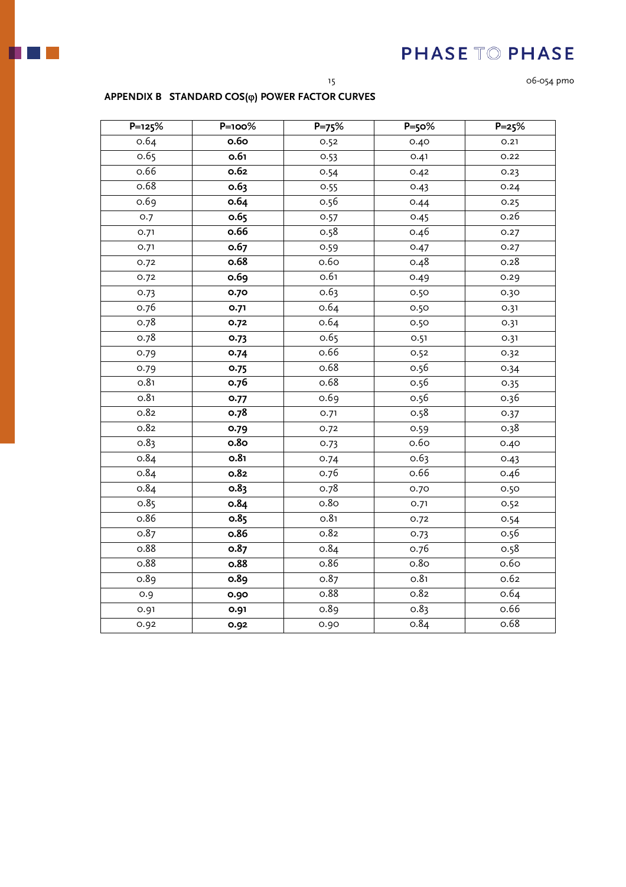## APPENDIX B STANDARD COS(φ) POWER FACTOR CURVES

| P=125% | P=100% | P=75% | P=50% | P=25% |
|---|---|---|---|---|
| 0.64 | **0.60** | 0.52 | 0.40 | 0.21 |
| 0.65 | **0.61** | 0.53 | 0.41 | 0.22 |
| 0.66 | **0.62** | 0.54 | 0.42 | 0.23 |
| 0.68 | **0.63** | 0.55 | 0.43 | 0.24 |
| 0.69 | **0.64** | 0.56 | 0.44 | 0.25 |
| 0.7 | **0.65** | 0.57 | 0.45 | 0.26 |
| 0.71 | **0.66** | 0.58 | 0.46 | 0.27 |
| 0.71 | **0.67** | 0.59 | 0.47 | 0.27 |
| 0.72 | **0.68** | 0.60 | 0.48 | 0.28 |
| 0.72 | **0.69** | 0.61 | 0.49 | 0.29 |
| 0.73 | **0.70** | 0.63 | 0.50 | 0.30 |
| 0.76 | **0.71** | 0.64 | 0.50 | 0.31 |
| 0.78 | **0.72** | 0.64 | 0.50 | 0.31 |
| 0.78 | **0.73** | 0.65 | 0.51 | 0.31 |
| 0.79 | **0.74** | 0.66 | 0.52 | 0.32 |
| 0.79 | **0.75** | 0.68 | 0.56 | 0.34 |
| 0.81 | **0.76** | 0.68 | 0.56 | 0.35 |
| 0.81 | **0.77** | 0.69 | 0.56 | 0.36 |
| 0.82 | **0.78** | 0.71 | 0.58 | 0.37 |
| 0.82 | **0.79** | 0.72 | 0.59 | 0.38 |
| 0.83 | **0.80** | 0.73 | 0.60 | 0.40 |
| 0.84 | **0.81** | 0.74 | 0.63 | 0.43 |
| 0.84 | **0.82** | 0.76 | 0.66 | 0.46 |
| 0.84 | **0.83** | 0.78 | 0.70 | 0.50 |
| 0.85 | **0.84** | 0.80 | 0.71 | 0.52 |
| 0.86 | **0.85** | 0.81 | 0.72 | 0.54 |
| 0.87 | **0.86** | 0.82 | 0.73 | 0.56 |
| 0.88 | **0.87** | 0.84 | 0.76 | 0.58 |
| 0.88 | **0.88** | 0.86 | 0.80 | 0.60 |
| 0.89 | **0.89** | 0.87 | 0.81 | 0.62 |
| 0.9 | **0.90** | 0.88 | 0.82 | 0.64 |
| 0.91 | **0.91** | 0.89 | 0.83 | 0.66 |
| 0.92 | **0.92** | 0.90 | 0.84 | 0.68 |